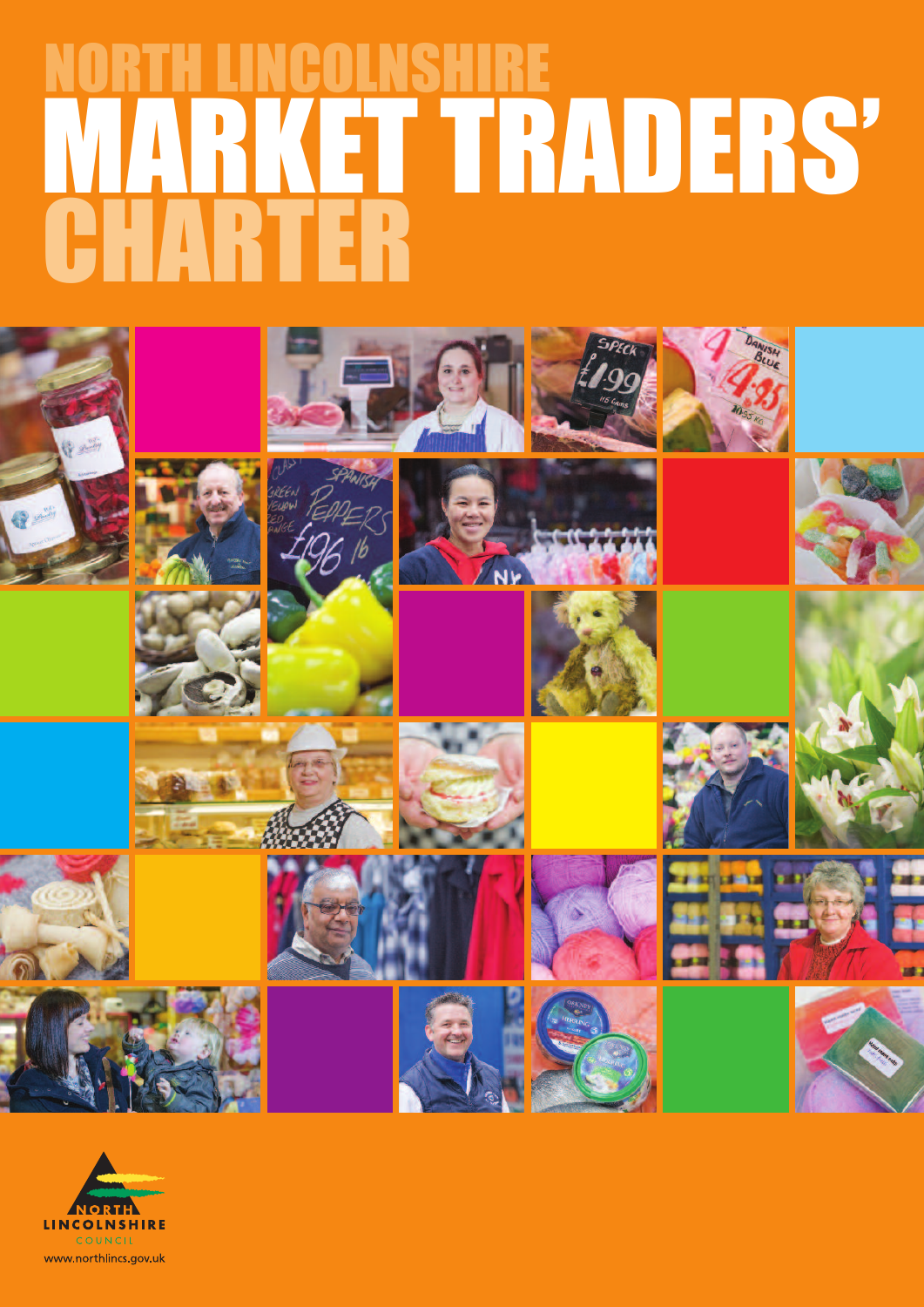# NORTH LINCOLNSHIRE MARKET TRADERS' CHARTER

NORTH LINCOLNSHIRE COUNCIL

www.northlincs.gov.uk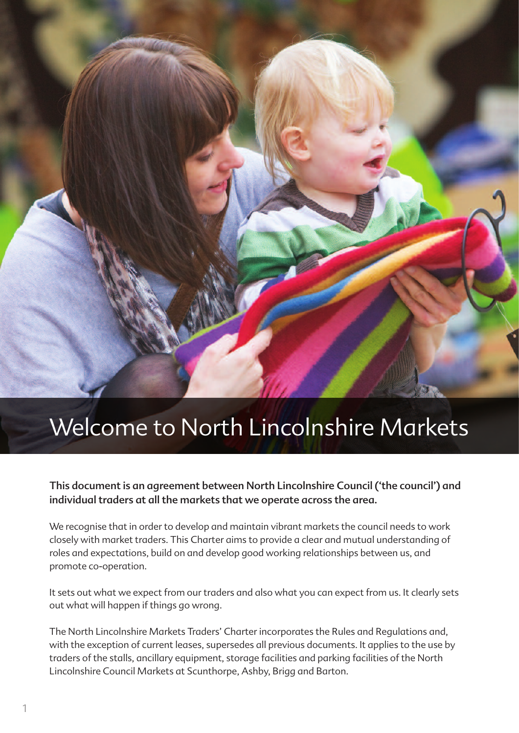# Welcome to North Lincolnshire Markets

**This document is an agreement between North Lincolnshire Council ('the council') and individual traders at all the markets that we operate across the area.**

We recognise that in order to develop and maintain vibrant markets the council needs to work closely with market traders. This Charter aims to provide a clear and mutual understanding of roles and expectations, build on and develop good working relationships between us, and promote co-operation.

It sets out what we expect from our traders and also what you can expect from us. It clearly sets out what will happen if things go wrong.

The North Lincolnshire Markets Traders' Charter incorporates the Rules and Regulations and, with the exception of current leases, supersedes all previous documents. It applies to the use by traders of the stalls, ancillary equipment, storage facilities and parking facilities of the North Lincolnshire Council Markets at Scunthorpe, Ashby, Brigg and Barton.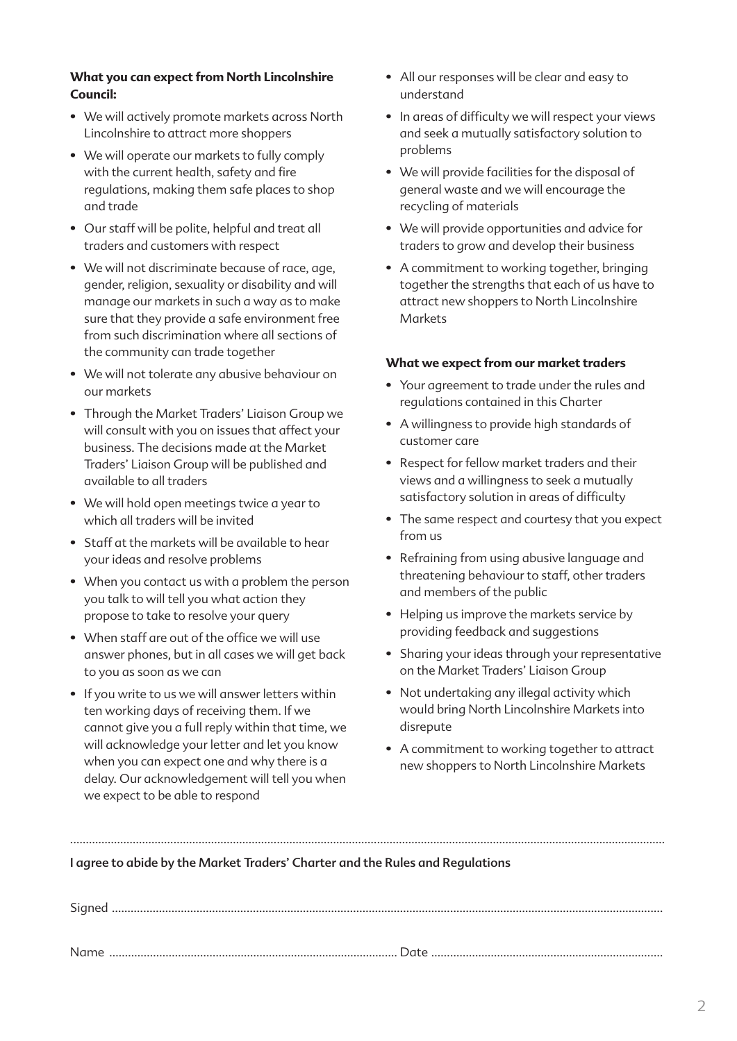**What you can expect from North Lincolnshire Council:**

- We will actively promote markets across North Lincolnshire to attract more shoppers
- We will operate our markets to fully comply with the current health, safety and fire regulations, making them safe places to shop and trade
- Our staff will be polite, helpful and treat all traders and customers with respect
- We will not discriminate because of race, age, gender, religion, sexuality or disability and will manage our markets in such a way as to make sure that they provide a safe environment free from such discrimination where all sections of the community can trade together
- We will not tolerate any abusive behaviour on our markets
- Through the Market Traders' Liaison Group we will consult with you on issues that affect your business. The decisions made at the Market Traders' Liaison Group will be published and available to all traders
- We will hold open meetings twice a year to which all traders will be invited
- Staff at the markets will be available to hear your ideas and resolve problems
- When you contact us with a problem the person you talk to will tell you what action they propose to take to resolve your query
- When staff are out of the office we will use answer phones, but in all cases we will get back to you as soon as we can
- If you write to us we will answer letters within ten working days of receiving them. If we cannot give you a full reply within that time, we will acknowledge your letter and let you know when you can expect one and why there is a delay. Our acknowledgement will tell you when we expect to be able to respond
- All our responses will be clear and easy to understand
- In areas of difficulty we will respect your views and seek a mutually satisfactory solution to problems
- We will provide facilities for the disposal of general waste and we will encourage the recycling of materials
- We will provide opportunities and advice for traders to grow and develop their business
- A commitment to working together, bringing together the strengths that each of us have to attract new shoppers to North Lincolnshire Markets

**What we expect from our market traders**

- Your agreement to trade under the rules and regulations contained in this Charter
- A willingness to provide high standards of customer care
- Respect for fellow market traders and their views and a willingness to seek a mutually satisfactory solution in areas of difficulty
- The same respect and courtesy that you expect from us
- Refraining from using abusive language and threatening behaviour to staff, other traders and members of the public
- Helping us improve the markets service by providing feedback and suggestions
- Sharing your ideas through your representative on the Market Traders' Liaison Group
- Not undertaking any illegal activity which would bring North Lincolnshire Markets into disrepute
- A commitment to working together to attract new shoppers to North Lincolnshire Markets

---

**I agree to abide by the Market Traders' Charter and the Rules and Regulations**

Signed ..........................................................................................

Name .......................................................... Date ..........................................................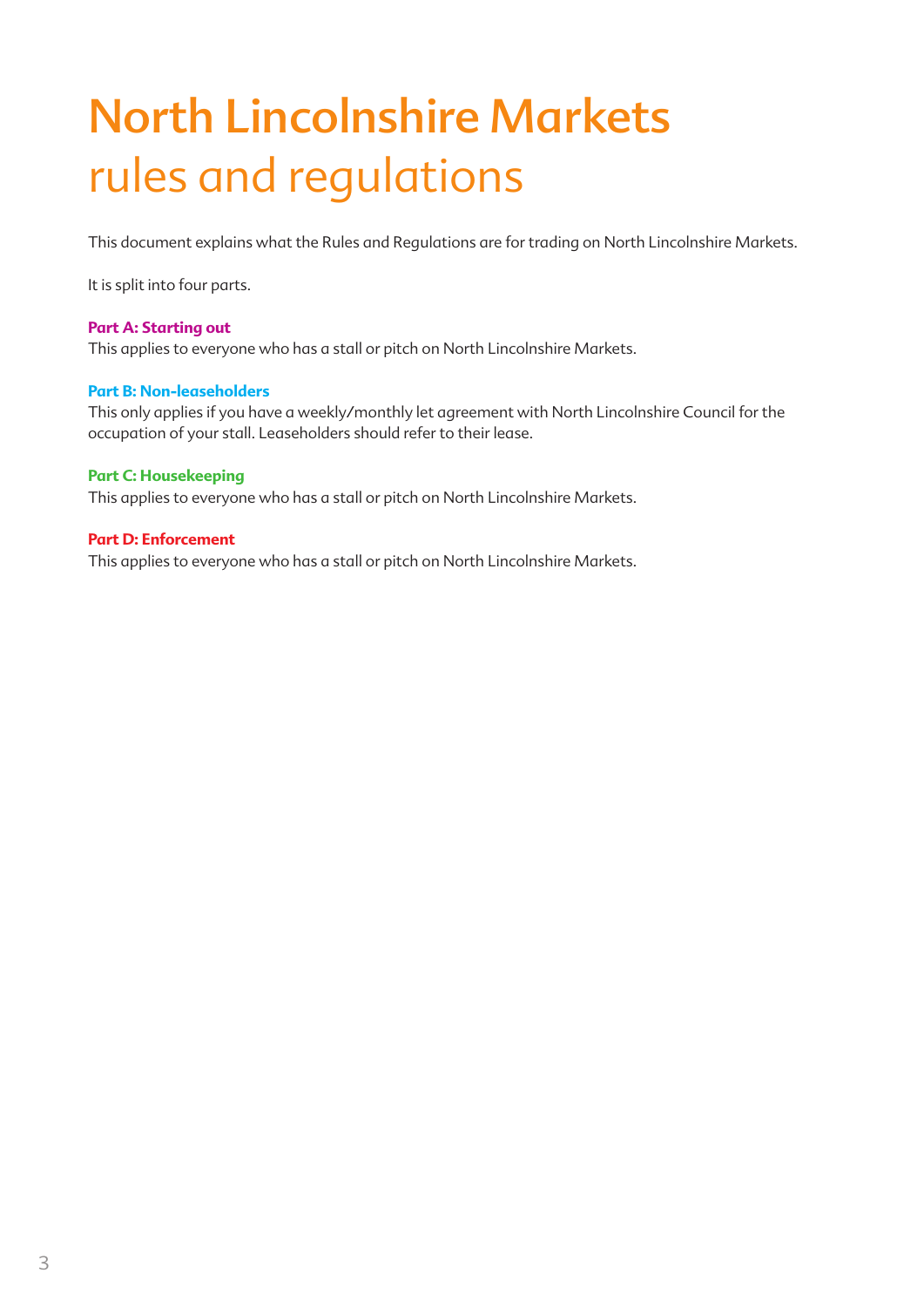# North Lincolnshire Markets rules and regulations

This document explains what the Rules and Regulations are for trading on North Lincolnshire Markets.

It is split into four parts.

**Part A: Starting out**
This applies to everyone who has a stall or pitch on North Lincolnshire Markets.

**Part B: Non-leaseholders**
This only applies if you have a weekly/monthly let agreement with North Lincolnshire Council for the occupation of your stall. Leaseholders should refer to their lease.

**Part C: Housekeeping**
This applies to everyone who has a stall or pitch on North Lincolnshire Markets.

**Part D: Enforcement**
This applies to everyone who has a stall or pitch on North Lincolnshire Markets.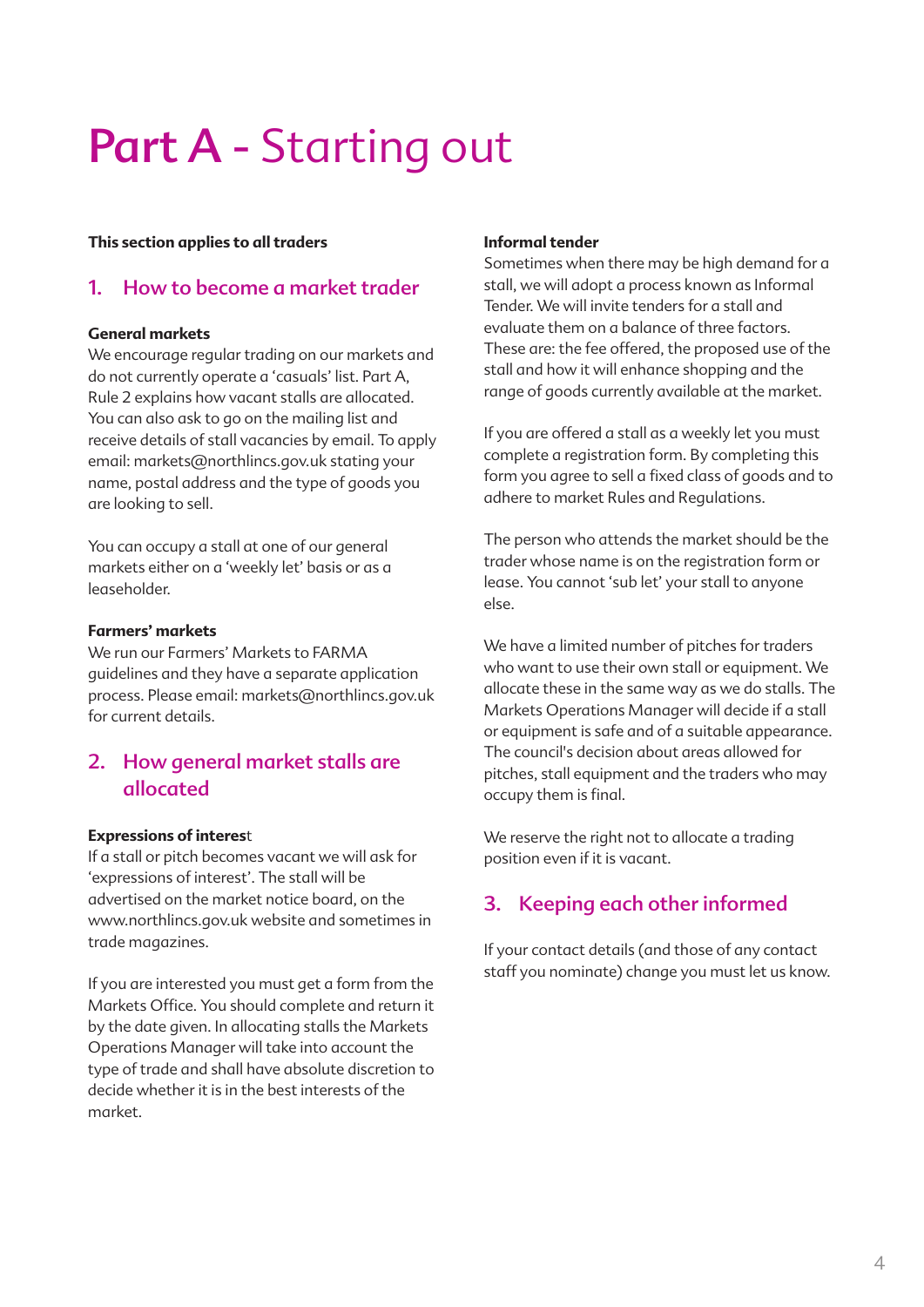# Part A - Starting out

**This section applies to all traders**

## 1. How to become a market trader

**General markets**

We encourage regular trading on our markets and do not currently operate a 'casuals' list. Part A, Rule 2 explains how vacant stalls are allocated. You can also ask to go on the mailing list and receive details of stall vacancies by email. To apply email: markets@northlincs.gov.uk stating your name, postal address and the type of goods you are looking to sell.

You can occupy a stall at one of our general markets either on a 'weekly let' basis or as a leaseholder.

**Farmers' markets**

We run our Farmers' Markets to FARMA guidelines and they have a separate application process. Please email: markets@northlincs.gov.uk for current details.

## 2. How general market stalls are allocated

**Expressions of interest**

If a stall or pitch becomes vacant we will ask for 'expressions of interest'. The stall will be advertised on the market notice board, on the www.northlincs.gov.uk website and sometimes in trade magazines.

If you are interested you must get a form from the Markets Office. You should complete and return it by the date given. In allocating stalls the Markets Operations Manager will take into account the type of trade and shall have absolute discretion to decide whether it is in the best interests of the market.

**Informal tender**

Sometimes when there may be high demand for a stall, we will adopt a process known as Informal Tender. We will invite tenders for a stall and evaluate them on a balance of three factors. These are: the fee offered, the proposed use of the stall and how it will enhance shopping and the range of goods currently available at the market.

If you are offered a stall as a weekly let you must complete a registration form. By completing this form you agree to sell a fixed class of goods and to adhere to market Rules and Regulations.

The person who attends the market should be the trader whose name is on the registration form or lease. You cannot 'sub let' your stall to anyone else.

We have a limited number of pitches for traders who want to use their own stall or equipment. We allocate these in the same way as we do stalls. The Markets Operations Manager will decide if a stall or equipment is safe and of a suitable appearance. The council's decision about areas allowed for pitches, stall equipment and the traders who may occupy them is final.

We reserve the right not to allocate a trading position even if it is vacant.

## 3. Keeping each other informed

If your contact details (and those of any contact staff you nominate) change you must let us know.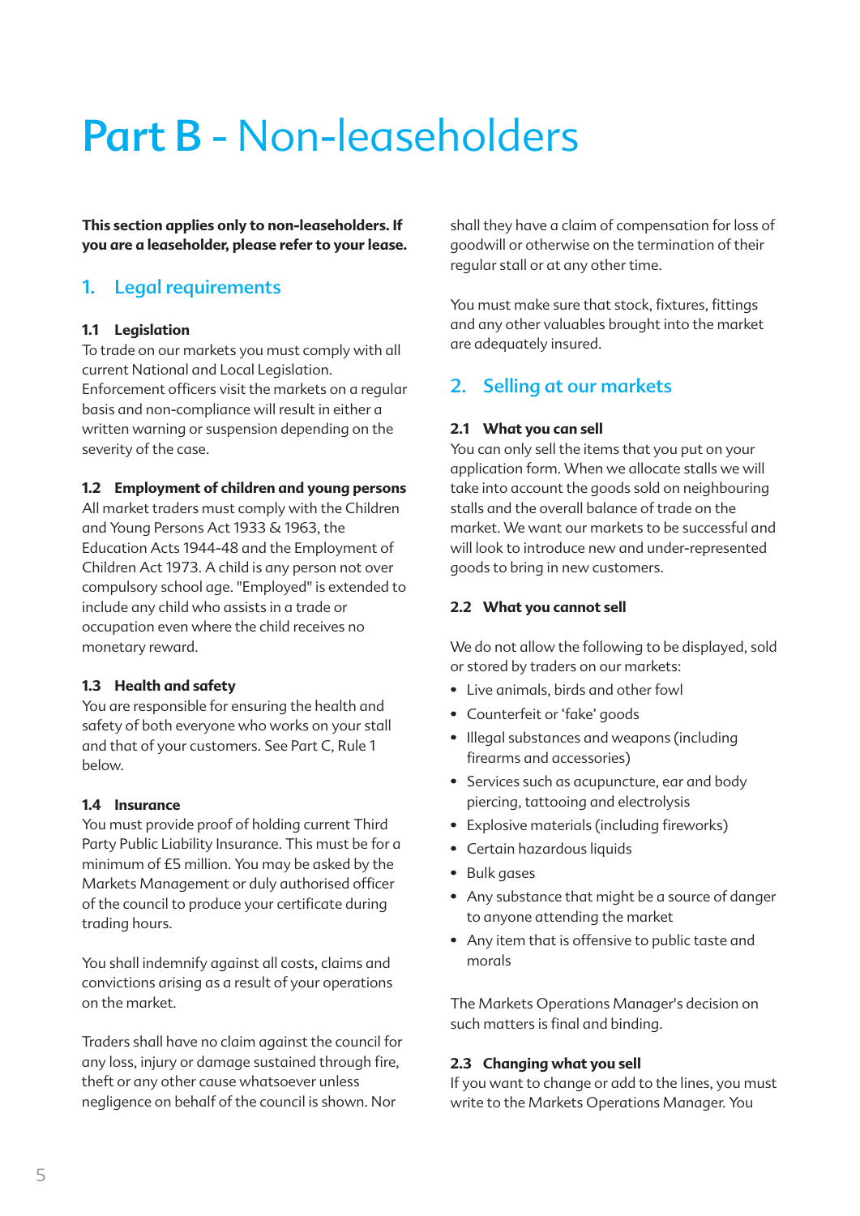# Part B - Non-leaseholders

**This section applies only to non-leaseholders. If you are a leaseholder, please refer to your lease.**

## 1. Legal requirements

### 1.1 Legislation

To trade on our markets you must comply with all current National and Local Legislation. Enforcement officers visit the markets on a regular basis and non-compliance will result in either a written warning or suspension depending on the severity of the case.

### 1.2 Employment of children and young persons

All market traders must comply with the Children and Young Persons Act 1933 & 1963, the Education Acts 1944-48 and the Employment of Children Act 1973. A child is any person not over compulsory school age. "Employed" is extended to include any child who assists in a trade or occupation even where the child receives no monetary reward.

### 1.3 Health and safety

You are responsible for ensuring the health and safety of both everyone who works on your stall and that of your customers. See Part C, Rule 1 below.

### 1.4 Insurance

You must provide proof of holding current Third Party Public Liability Insurance. This must be for a minimum of £5 million. You may be asked by the Markets Management or duly authorised officer of the council to produce your certificate during trading hours.

You shall indemnify against all costs, claims and convictions arising as a result of your operations on the market.

Traders shall have no claim against the council for any loss, injury or damage sustained through fire, theft or any other cause whatsoever unless negligence on behalf of the council is shown. Nor shall they have a claim of compensation for loss of goodwill or otherwise on the termination of their regular stall or at any other time.

You must make sure that stock, fixtures, fittings and any other valuables brought into the market are adequately insured.

## 2. Selling at our markets

### 2.1 What you can sell

You can only sell the items that you put on your application form. When we allocate stalls we will take into account the goods sold on neighbouring stalls and the overall balance of trade on the market. We want our markets to be successful and will look to introduce new and under-represented goods to bring in new customers.

### 2.2 What you cannot sell

We do not allow the following to be displayed, sold or stored by traders on our markets:

- Live animals, birds and other fowl
- Counterfeit or 'fake' goods
- Illegal substances and weapons (including firearms and accessories)
- Services such as acupuncture, ear and body piercing, tattooing and electrolysis
- Explosive materials (including fireworks)
- Certain hazardous liquids
- Bulk gases
- Any substance that might be a source of danger to anyone attending the market
- Any item that is offensive to public taste and morals

The Markets Operations Manager's decision on such matters is final and binding.

### 2.3 Changing what you sell

If you want to change or add to the lines, you must write to the Markets Operations Manager. You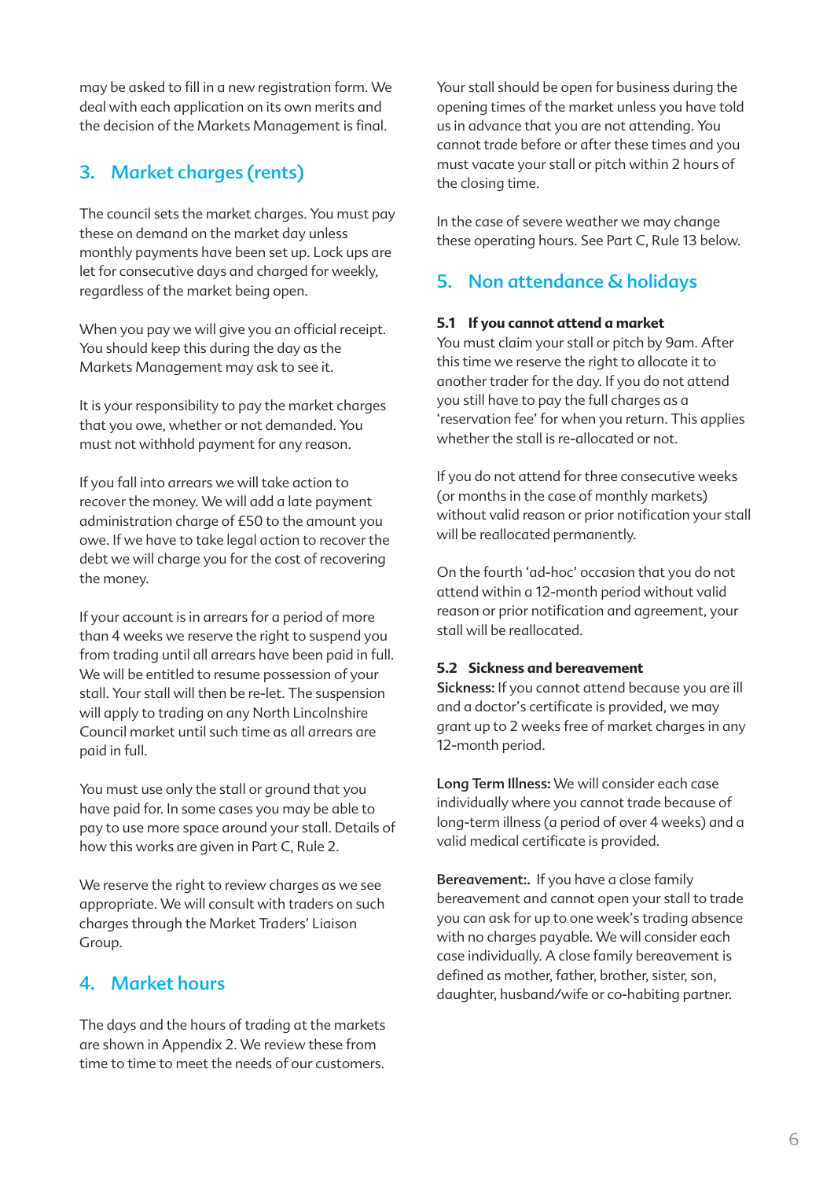may be asked to fill in a new registration form. We deal with each application on its own merits and the decision of the Markets Management is final.

## 3. Market charges (rents)

The council sets the market charges. You must pay these on demand on the market day unless monthly payments have been set up. Lock ups are let for consecutive days and charged for weekly, regardless of the market being open.

When you pay we will give you an official receipt. You should keep this during the day as the Markets Management may ask to see it.

It is your responsibility to pay the market charges that you owe, whether or not demanded. You must not withhold payment for any reason.

If you fall into arrears we will take action to recover the money. We will add a late payment administration charge of £50 to the amount you owe. If we have to take legal action to recover the debt we will charge you for the cost of recovering the money.

If your account is in arrears for a period of more than 4 weeks we reserve the right to suspend you from trading until all arrears have been paid in full. We will be entitled to resume possession of your stall. Your stall will then be re-let. The suspension will apply to trading on any North Lincolnshire Council market until such time as all arrears are paid in full.

You must use only the stall or ground that you have paid for. In some cases you may be able to pay to use more space around your stall. Details of how this works are given in Part C, Rule 2.

We reserve the right to review charges as we see appropriate. We will consult with traders on such charges through the Market Traders' Liaison Group.

## 4. Market hours

The days and the hours of trading at the markets are shown in Appendix 2. We review these from time to time to meet the needs of our customers.

Your stall should be open for business during the opening times of the market unless you have told us in advance that you are not attending. You cannot trade before or after these times and you must vacate your stall or pitch within 2 hours of the closing time.

In the case of severe weather we may change these operating hours. See Part C, Rule 13 below.

## 5. Non attendance & holidays

### 5.1 If you cannot attend a market

You must claim your stall or pitch by 9am. After this time we reserve the right to allocate it to another trader for the day. If you do not attend you still have to pay the full charges as a 'reservation fee' for when you return. This applies whether the stall is re-allocated or not.

If you do not attend for three consecutive weeks (or months in the case of monthly markets) without valid reason or prior notification your stall will be reallocated permanently.

On the fourth 'ad-hoc' occasion that you do not attend within a 12-month period without valid reason or prior notification and agreement, your stall will be reallocated.

### 5.2 Sickness and bereavement

**Sickness:** If you cannot attend because you are ill and a doctor's certificate is provided, we may grant up to 2 weeks free of market charges in any 12-month period.

**Long Term Illness:** We will consider each case individually where you cannot trade because of long-term illness (a period of over 4 weeks) and a valid medical certificate is provided.

**Bereavement:**. If you have a close family bereavement and cannot open your stall to trade you can ask for up to one week's trading absence with no charges payable. We will consider each case individually. A close family bereavement is defined as mother, father, brother, sister, son, daughter, husband/wife or co-habiting partner.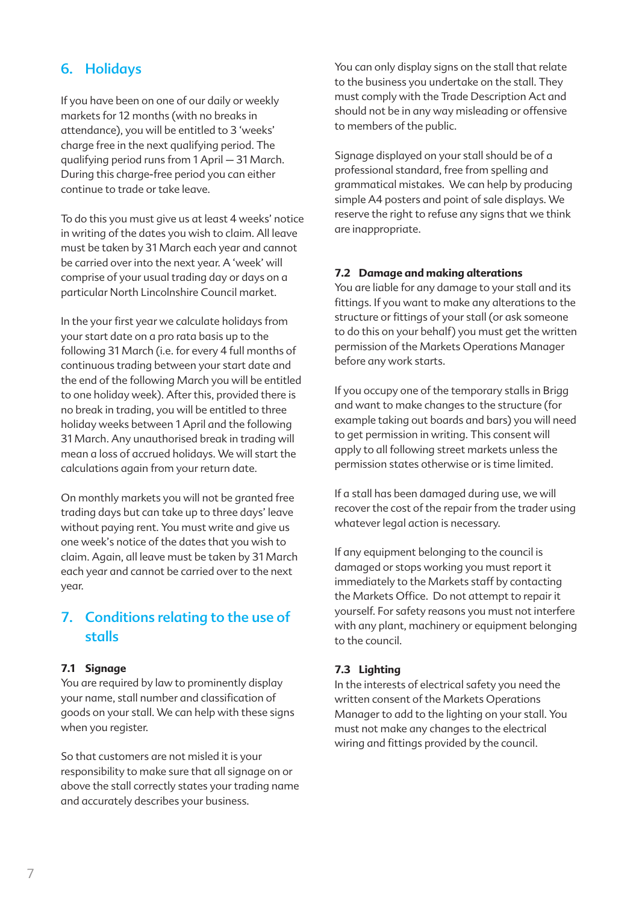## 6. Holidays

If you have been on one of our daily or weekly markets for 12 months (with no breaks in attendance), you will be entitled to 3 'weeks' charge free in the next qualifying period. The qualifying period runs from 1 April — 31 March. During this charge-free period you can either continue to trade or take leave.

To do this you must give us at least 4 weeks' notice in writing of the dates you wish to claim. All leave must be taken by 31 March each year and cannot be carried over into the next year. A 'week' will comprise of your usual trading day or days on a particular North Lincolnshire Council market.

In the your first year we calculate holidays from your start date on a pro rata basis up to the following 31 March (i.e. for every 4 full months of continuous trading between your start date and the end of the following March you will be entitled to one holiday week). After this, provided there is no break in trading, you will be entitled to three holiday weeks between 1 April and the following 31 March. Any unauthorised break in trading will mean a loss of accrued holidays. We will start the calculations again from your return date.

On monthly markets you will not be granted free trading days but can take up to three days' leave without paying rent. You must write and give us one week's notice of the dates that you wish to claim. Again, all leave must be taken by 31 March each year and cannot be carried over to the next year.

## 7. Conditions relating to the use of stalls

### 7.1 Signage

You are required by law to prominently display your name, stall number and classification of goods on your stall. We can help with these signs when you register.

So that customers are not misled it is your responsibility to make sure that all signage on or above the stall correctly states your trading name and accurately describes your business.

You can only display signs on the stall that relate to the business you undertake on the stall. They must comply with the Trade Description Act and should not be in any way misleading or offensive to members of the public.

Signage displayed on your stall should be of a professional standard, free from spelling and grammatical mistakes. We can help by producing simple A4 posters and point of sale displays. We reserve the right to refuse any signs that we think are inappropriate.

### 7.2 Damage and making alterations

You are liable for any damage to your stall and its fittings. If you want to make any alterations to the structure or fittings of your stall (or ask someone to do this on your behalf) you must get the written permission of the Markets Operations Manager before any work starts.

If you occupy one of the temporary stalls in Brigg and want to make changes to the structure (for example taking out boards and bars) you will need to get permission in writing. This consent will apply to all following street markets unless the permission states otherwise or is time limited.

If a stall has been damaged during use, we will recover the cost of the repair from the trader using whatever legal action is necessary.

If any equipment belonging to the council is damaged or stops working you must report it immediately to the Markets staff by contacting the Markets Office. Do not attempt to repair it yourself. For safety reasons you must not interfere with any plant, machinery or equipment belonging to the council.

### 7.3 Lighting

In the interests of electrical safety you need the written consent of the Markets Operations Manager to add to the lighting on your stall. You must not make any changes to the electrical wiring and fittings provided by the council.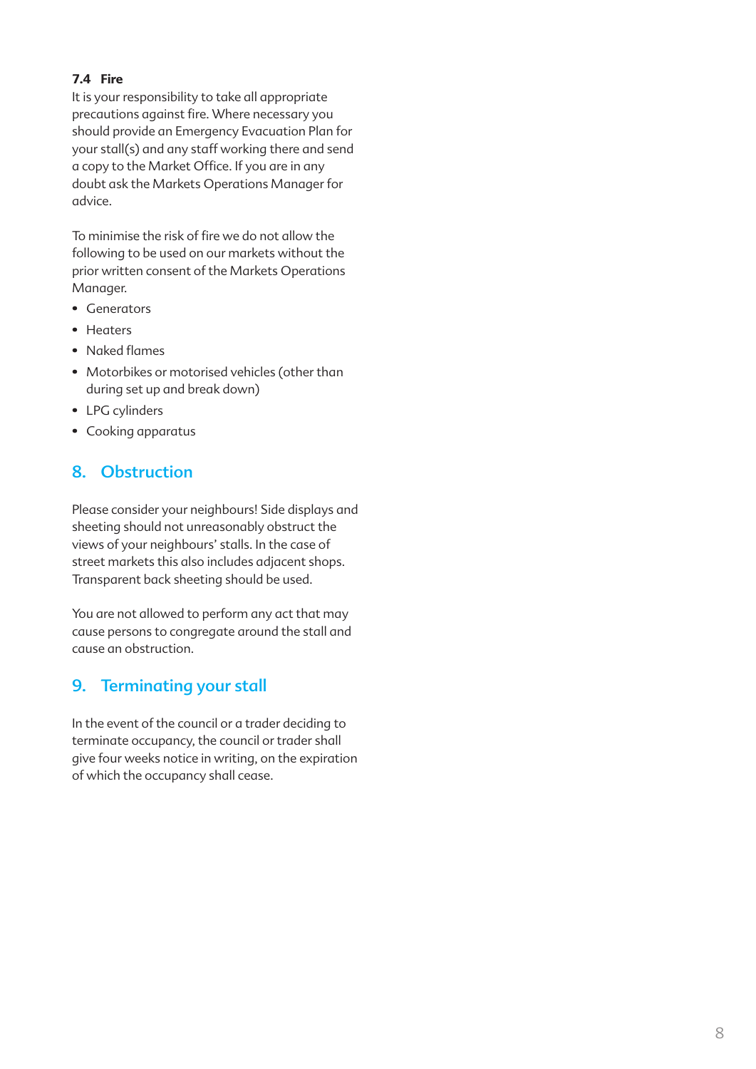### 7.4 Fire

It is your responsibility to take all appropriate precautions against fire. Where necessary you should provide an Emergency Evacuation Plan for your stall(s) and any staff working there and send a copy to the Market Office. If you are in any doubt ask the Markets Operations Manager for advice.

To minimise the risk of fire we do not allow the following to be used on our markets without the prior written consent of the Markets Operations Manager.

- Generators
- Heaters
- Naked flames
- Motorbikes or motorised vehicles (other than during set up and break down)
- LPG cylinders
- Cooking apparatus

## 8. Obstruction

Please consider your neighbours! Side displays and sheeting should not unreasonably obstruct the views of your neighbours' stalls. In the case of street markets this also includes adjacent shops. Transparent back sheeting should be used.

You are not allowed to perform any act that may cause persons to congregate around the stall and cause an obstruction.

## 9. Terminating your stall

In the event of the council or a trader deciding to terminate occupancy, the council or trader shall give four weeks notice in writing, on the expiration of which the occupancy shall cease.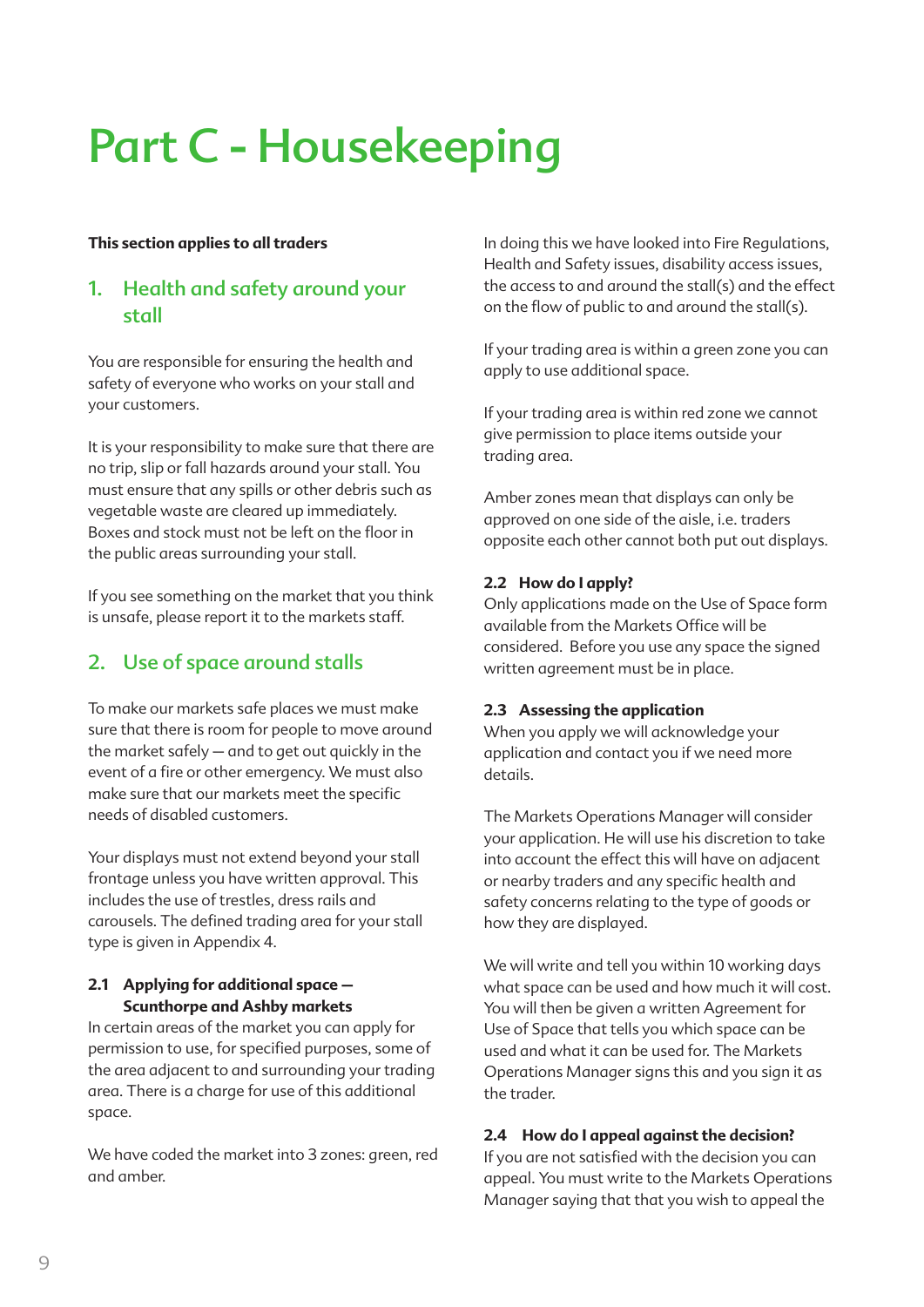# Part C - Housekeeping

**This section applies to all traders**

## 1. Health and safety around your stall

You are responsible for ensuring the health and safety of everyone who works on your stall and your customers.

It is your responsibility to make sure that there are no trip, slip or fall hazards around your stall. You must ensure that any spills or other debris such as vegetable waste are cleared up immediately. Boxes and stock must not be left on the floor in the public areas surrounding your stall.

If you see something on the market that you think is unsafe, please report it to the markets staff.

## 2. Use of space around stalls

To make our markets safe places we must make sure that there is room for people to move around the market safely — and to get out quickly in the event of a fire or other emergency. We must also make sure that our markets meet the specific needs of disabled customers.

Your displays must not extend beyond your stall frontage unless you have written approval. This includes the use of trestles, dress rails and carousels. The defined trading area for your stall type is given in Appendix 4.

### 2.1 Applying for additional space — Scunthorpe and Ashby markets

In certain areas of the market you can apply for permission to use, for specified purposes, some of the area adjacent to and surrounding your trading area. There is a charge for use of this additional space.

We have coded the market into 3 zones: green, red and amber.

In doing this we have looked into Fire Regulations, Health and Safety issues, disability access issues, the access to and around the stall(s) and the effect on the flow of public to and around the stall(s).

If your trading area is within a green zone you can apply to use additional space.

If your trading area is within red zone we cannot give permission to place items outside your trading area.

Amber zones mean that displays can only be approved on one side of the aisle, i.e. traders opposite each other cannot both put out displays.

### 2.2 How do I apply?

Only applications made on the Use of Space form available from the Markets Office will be considered. Before you use any space the signed written agreement must be in place.

### 2.3 Assessing the application

When you apply we will acknowledge your application and contact you if we need more details.

The Markets Operations Manager will consider your application. He will use his discretion to take into account the effect this will have on adjacent or nearby traders and any specific health and safety concerns relating to the type of goods or how they are displayed.

We will write and tell you within 10 working days what space can be used and how much it will cost. You will then be given a written Agreement for Use of Space that tells you which space can be used and what it can be used for. The Markets Operations Manager signs this and you sign it as the trader.

### 2.4 How do I appeal against the decision?

If you are not satisfied with the decision you can appeal. You must write to the Markets Operations Manager saying that that you wish to appeal the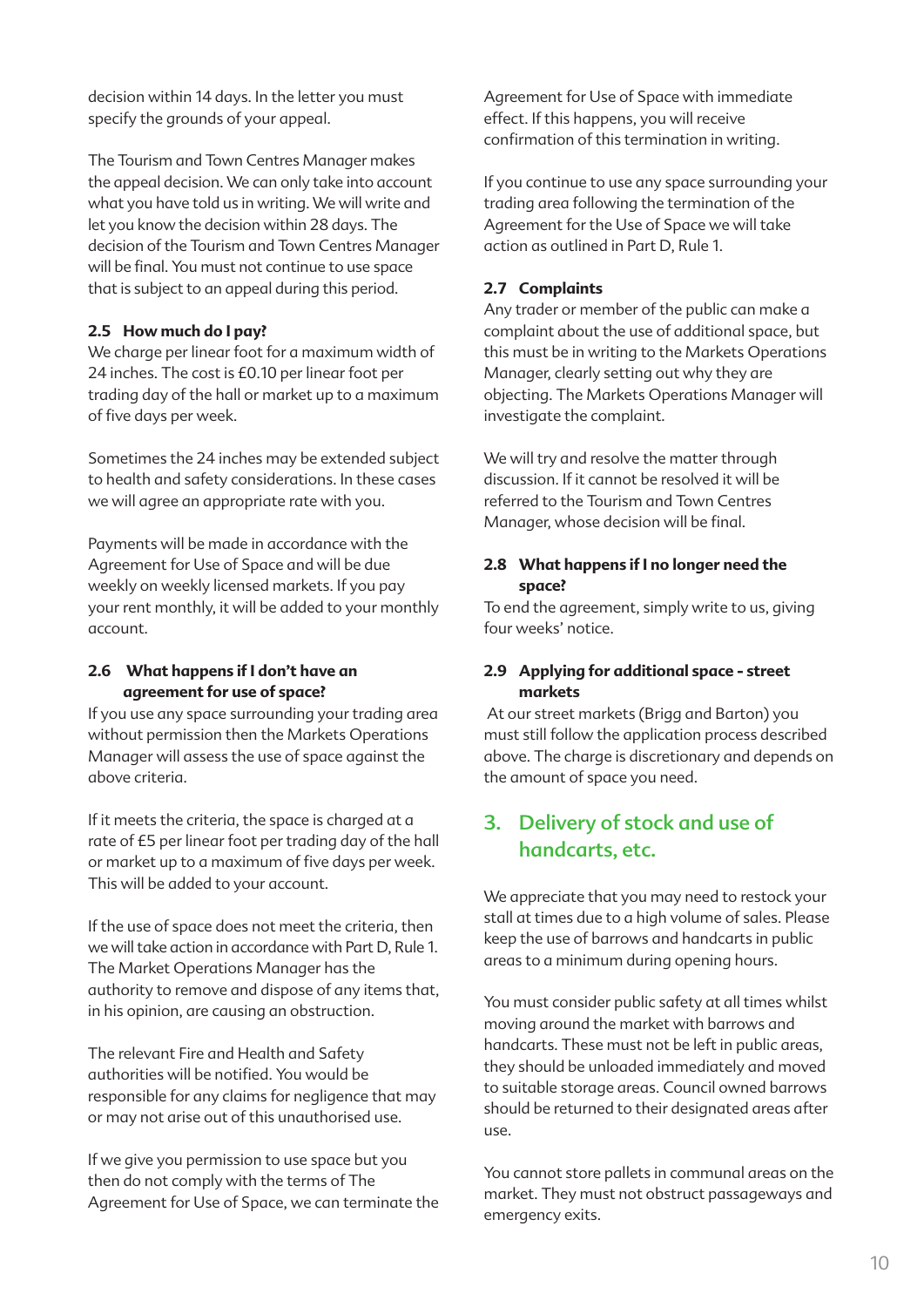decision within 14 days. In the letter you must specify the grounds of your appeal.

The Tourism and Town Centres Manager makes the appeal decision. We can only take into account what you have told us in writing. We will write and let you know the decision within 28 days. The decision of the Tourism and Town Centres Manager will be final. You must not continue to use space that is subject to an appeal during this period.

### 2.5 How much do I pay?

We charge per linear foot for a maximum width of 24 inches. The cost is £0.10 per linear foot per trading day of the hall or market up to a maximum of five days per week.

Sometimes the 24 inches may be extended subject to health and safety considerations. In these cases we will agree an appropriate rate with you.

Payments will be made in accordance with the Agreement for Use of Space and will be due weekly on weekly licensed markets. If you pay your rent monthly, it will be added to your monthly account.

### 2.6 What happens if I don't have an agreement for use of space?

If you use any space surrounding your trading area without permission then the Markets Operations Manager will assess the use of space against the above criteria.

If it meets the criteria, the space is charged at a rate of £5 per linear foot per trading day of the hall or market up to a maximum of five days per week. This will be added to your account.

If the use of space does not meet the criteria, then we will take action in accordance with Part D, Rule 1. The Market Operations Manager has the authority to remove and dispose of any items that, in his opinion, are causing an obstruction.

The relevant Fire and Health and Safety authorities will be notified. You would be responsible for any claims for negligence that may or may not arise out of this unauthorised use.

If we give you permission to use space but you then do not comply with the terms of The Agreement for Use of Space, we can terminate the Agreement for Use of Space with immediate effect. If this happens, you will receive confirmation of this termination in writing.

If you continue to use any space surrounding your trading area following the termination of the Agreement for the Use of Space we will take action as outlined in Part D, Rule 1.

### 2.7 Complaints

Any trader or member of the public can make a complaint about the use of additional space, but this must be in writing to the Markets Operations Manager, clearly setting out why they are objecting. The Markets Operations Manager will investigate the complaint.

We will try and resolve the matter through discussion. If it cannot be resolved it will be referred to the Tourism and Town Centres Manager, whose decision will be final.

### 2.8 What happens if I no longer need the space?

To end the agreement, simply write to us, giving four weeks' notice.

### 2.9 Applying for additional space - street markets

At our street markets (Brigg and Barton) you must still follow the application process described above. The charge is discretionary and depends on the amount of space you need.

## 3. Delivery of stock and use of handcarts, etc.

We appreciate that you may need to restock your stall at times due to a high volume of sales. Please keep the use of barrows and handcarts in public areas to a minimum during opening hours.

You must consider public safety at all times whilst moving around the market with barrows and handcarts. These must not be left in public areas, they should be unloaded immediately and moved to suitable storage areas. Council owned barrows should be returned to their designated areas after use.

You cannot store pallets in communal areas on the market. They must not obstruct passageways and emergency exits.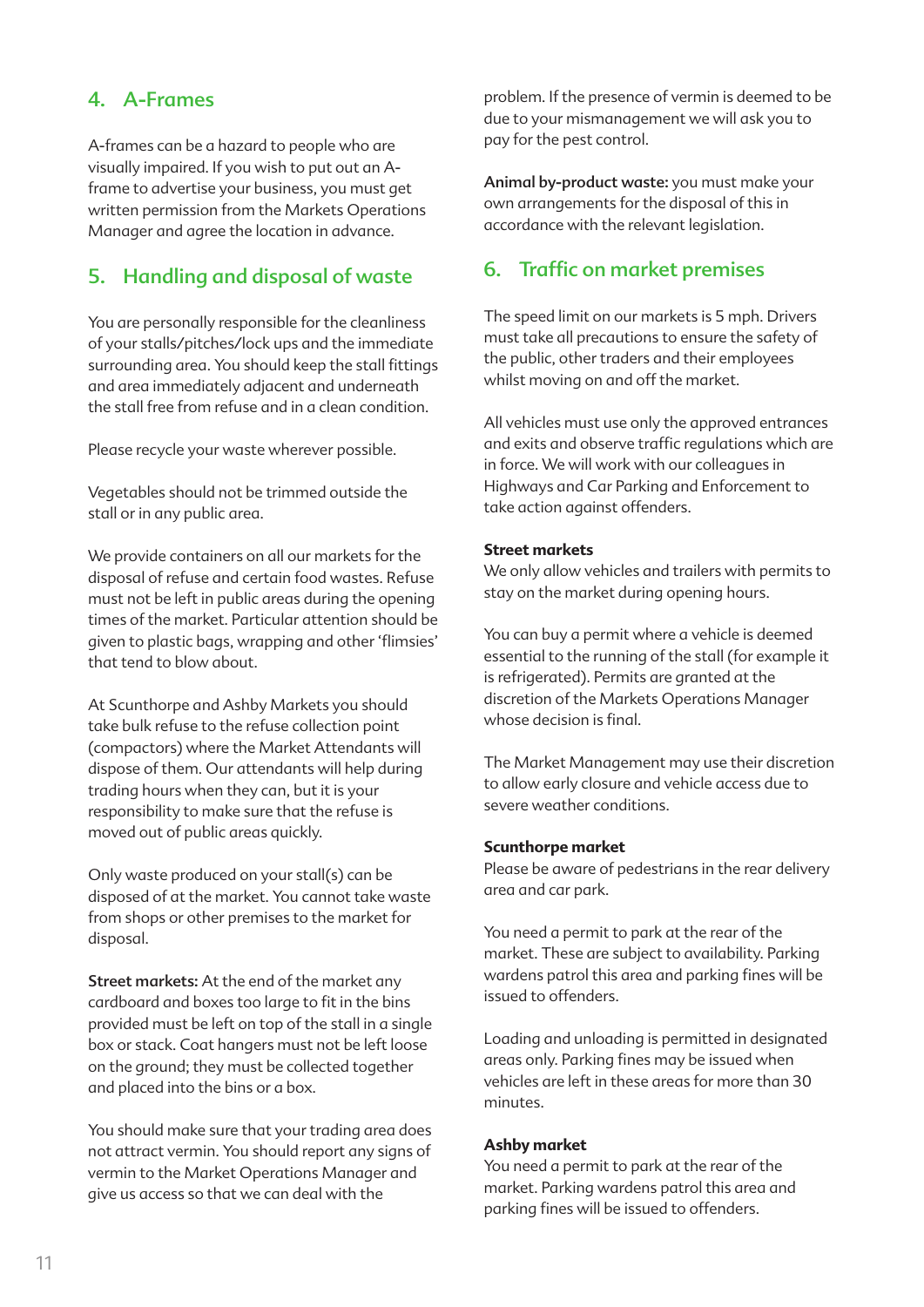## 4. A-Frames

A-frames can be a hazard to people who are visually impaired. If you wish to put out an A-frame to advertise your business, you must get written permission from the Markets Operations Manager and agree the location in advance.

## 5. Handling and disposal of waste

You are personally responsible for the cleanliness of your stalls/pitches/lock ups and the immediate surrounding area. You should keep the stall fittings and area immediately adjacent and underneath the stall free from refuse and in a clean condition.

Please recycle your waste wherever possible.

Vegetables should not be trimmed outside the stall or in any public area.

We provide containers on all our markets for the disposal of refuse and certain food wastes. Refuse must not be left in public areas during the opening times of the market. Particular attention should be given to plastic bags, wrapping and other 'flimsies' that tend to blow about.

At Scunthorpe and Ashby Markets you should take bulk refuse to the refuse collection point (compactors) where the Market Attendants will dispose of them. Our attendants will help during trading hours when they can, but it is your responsibility to make sure that the refuse is moved out of public areas quickly.

Only waste produced on your stall(s) can be disposed of at the market. You cannot take waste from shops or other premises to the market for disposal.

**Street markets:** At the end of the market any cardboard and boxes too large to fit in the bins provided must be left on top of the stall in a single box or stack. Coat hangers must not be left loose on the ground; they must be collected together and placed into the bins or a box.

You should make sure that your trading area does not attract vermin. You should report any signs of vermin to the Market Operations Manager and give us access so that we can deal with the problem. If the presence of vermin is deemed to be due to your mismanagement we will ask you to pay for the pest control.

**Animal by-product waste:** you must make your own arrangements for the disposal of this in accordance with the relevant legislation.

## 6. Traffic on market premises

The speed limit on our markets is 5 mph. Drivers must take all precautions to ensure the safety of the public, other traders and their employees whilst moving on and off the market.

All vehicles must use only the approved entrances and exits and observe traffic regulations which are in force. We will work with our colleagues in Highways and Car Parking and Enforcement to take action against offenders.

**Street markets**

We only allow vehicles and trailers with permits to stay on the market during opening hours.

You can buy a permit where a vehicle is deemed essential to the running of the stall (for example it is refrigerated). Permits are granted at the discretion of the Markets Operations Manager whose decision is final.

The Market Management may use their discretion to allow early closure and vehicle access due to severe weather conditions.

**Scunthorpe market**

Please be aware of pedestrians in the rear delivery area and car park.

You need a permit to park at the rear of the market. These are subject to availability. Parking wardens patrol this area and parking fines will be issued to offenders.

Loading and unloading is permitted in designated areas only. Parking fines may be issued when vehicles are left in these areas for more than 30 minutes.

**Ashby market**

You need a permit to park at the rear of the market. Parking wardens patrol this area and parking fines will be issued to offenders.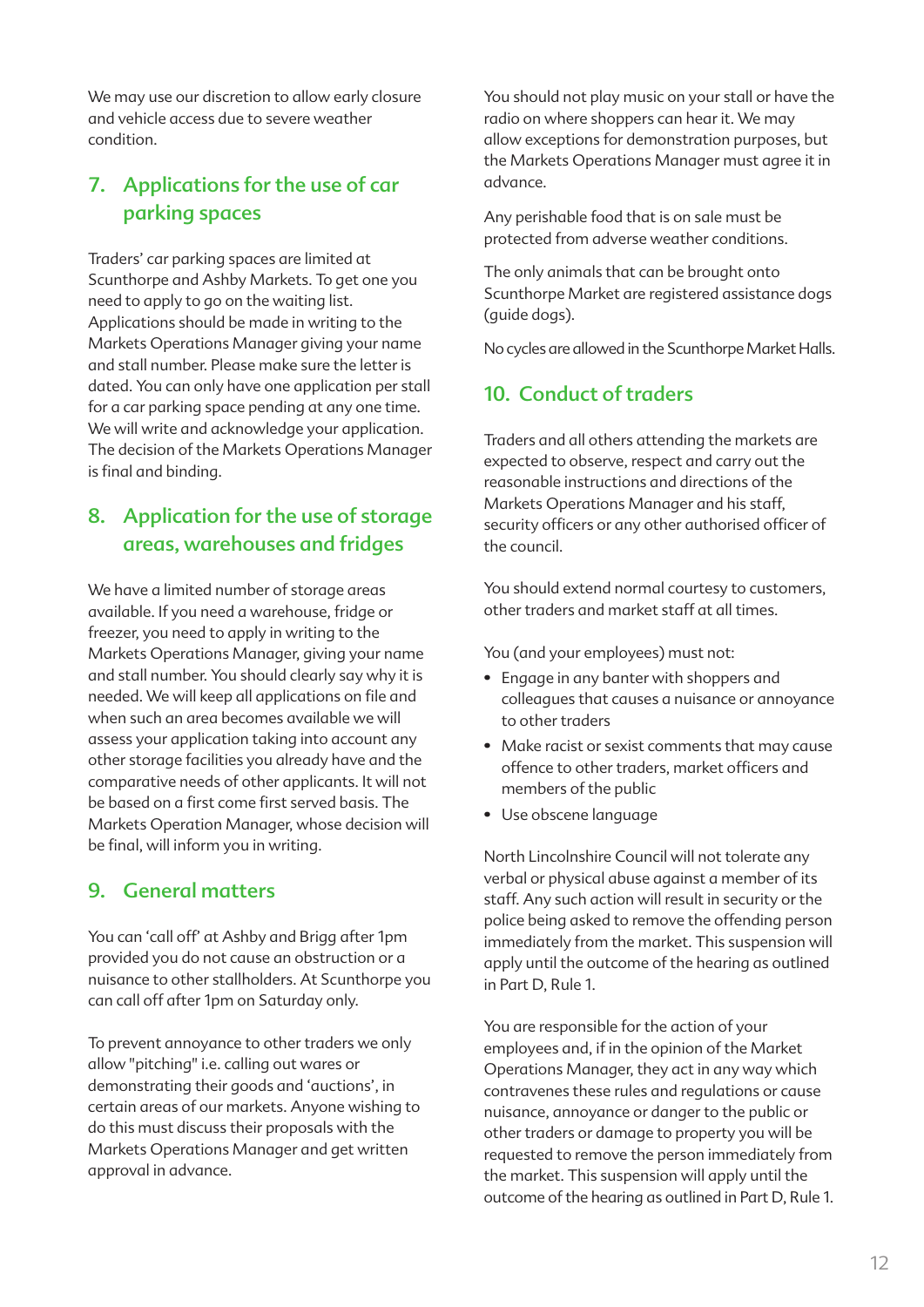We may use our discretion to allow early closure and vehicle access due to severe weather condition.

## 7. Applications for the use of car parking spaces

Traders' car parking spaces are limited at Scunthorpe and Ashby Markets. To get one you need to apply to go on the waiting list. Applications should be made in writing to the Markets Operations Manager giving your name and stall number. Please make sure the letter is dated. You can only have one application per stall for a car parking space pending at any one time. We will write and acknowledge your application. The decision of the Markets Operations Manager is final and binding.

## 8. Application for the use of storage areas, warehouses and fridges

We have a limited number of storage areas available. If you need a warehouse, fridge or freezer, you need to apply in writing to the Markets Operations Manager, giving your name and stall number. You should clearly say why it is needed. We will keep all applications on file and when such an area becomes available we will assess your application taking into account any other storage facilities you already have and the comparative needs of other applicants. It will not be based on a first come first served basis. The Markets Operation Manager, whose decision will be final, will inform you in writing.

## 9. General matters

You can 'call off' at Ashby and Brigg after 1pm provided you do not cause an obstruction or a nuisance to other stallholders. At Scunthorpe you can call off after 1pm on Saturday only.

To prevent annoyance to other traders we only allow "pitching" i.e. calling out wares or demonstrating their goods and 'auctions', in certain areas of our markets. Anyone wishing to do this must discuss their proposals with the Markets Operations Manager and get written approval in advance.

You should not play music on your stall or have the radio on where shoppers can hear it. We may allow exceptions for demonstration purposes, but the Markets Operations Manager must agree it in advance.

Any perishable food that is on sale must be protected from adverse weather conditions.

The only animals that can be brought onto Scunthorpe Market are registered assistance dogs (guide dogs).

No cycles are allowed in the Scunthorpe Market Halls.

## 10. Conduct of traders

Traders and all others attending the markets are expected to observe, respect and carry out the reasonable instructions and directions of the Markets Operations Manager and his staff, security officers or any other authorised officer of the council.

You should extend normal courtesy to customers, other traders and market staff at all times.

You (and your employees) must not:

- Engage in any banter with shoppers and colleagues that causes a nuisance or annoyance to other traders
- Make racist or sexist comments that may cause offence to other traders, market officers and members of the public
- Use obscene language

North Lincolnshire Council will not tolerate any verbal or physical abuse against a member of its staff. Any such action will result in security or the police being asked to remove the offending person immediately from the market. This suspension will apply until the outcome of the hearing as outlined in Part D, Rule 1.

You are responsible for the action of your employees and, if in the opinion of the Market Operations Manager, they act in any way which contravenes these rules and regulations or cause nuisance, annoyance or danger to the public or other traders or damage to property you will be requested to remove the person immediately from the market. This suspension will apply until the outcome of the hearing as outlined in Part D, Rule 1.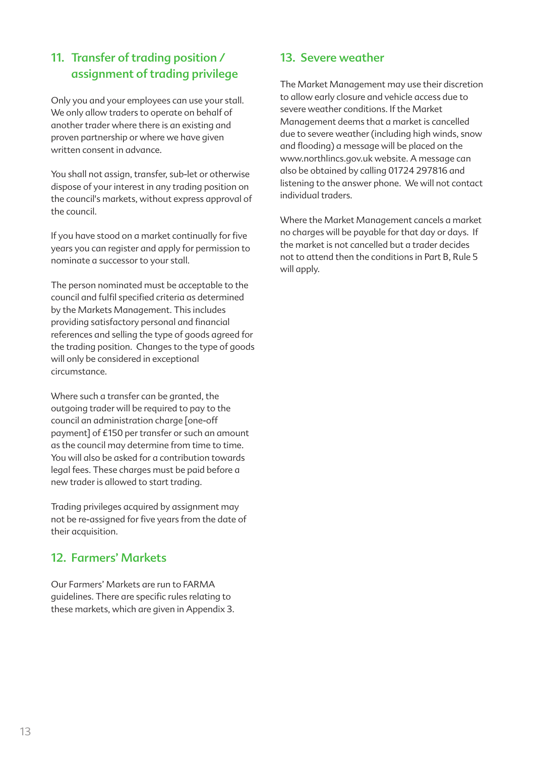## 11. Transfer of trading position / assignment of trading privilege

Only you and your employees can use your stall. We only allow traders to operate on behalf of another trader where there is an existing and proven partnership or where we have given written consent in advance.

You shall not assign, transfer, sub-let or otherwise dispose of your interest in any trading position on the council's markets, without express approval of the council.

If you have stood on a market continually for five years you can register and apply for permission to nominate a successor to your stall.

The person nominated must be acceptable to the council and fulfil specified criteria as determined by the Markets Management. This includes providing satisfactory personal and financial references and selling the type of goods agreed for the trading position. Changes to the type of goods will only be considered in exceptional circumstance.

Where such a transfer can be granted, the outgoing trader will be required to pay to the council an administration charge [one-off payment] of £150 per transfer or such an amount as the council may determine from time to time. You will also be asked for a contribution towards legal fees. These charges must be paid before a new trader is allowed to start trading.

Trading privileges acquired by assignment may not be re-assigned for five years from the date of their acquisition.

## 12. Farmers' Markets

Our Farmers' Markets are run to FARMA guidelines. There are specific rules relating to these markets, which are given in Appendix 3.

## 13. Severe weather

The Market Management may use their discretion to allow early closure and vehicle access due to severe weather conditions. If the Market Management deems that a market is cancelled due to severe weather (including high winds, snow and flooding) a message will be placed on the www.northlincs.gov.uk website. A message can also be obtained by calling 01724 297816 and listening to the answer phone. We will not contact individual traders.

Where the Market Management cancels a market no charges will be payable for that day or days. If the market is not cancelled but a trader decides not to attend then the conditions in Part B, Rule 5 will apply.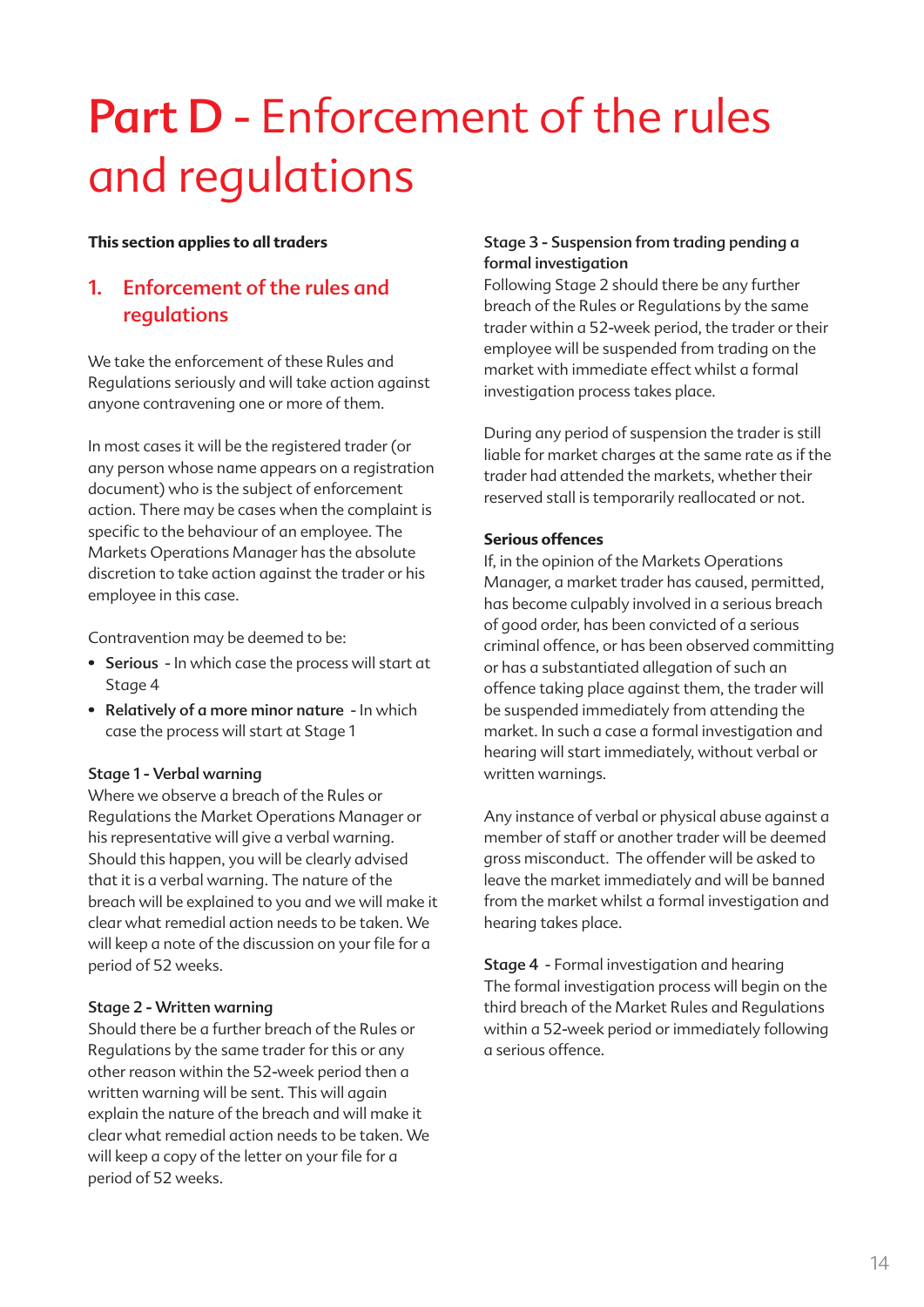# Part D - Enforcement of the rules and regulations

**This section applies to all traders**

## 1. Enforcement of the rules and regulations

We take the enforcement of these Rules and Regulations seriously and will take action against anyone contravening one or more of them.

In most cases it will be the registered trader (or any person whose name appears on a registration document) who is the subject of enforcement action. There may be cases when the complaint is specific to the behaviour of an employee. The Markets Operations Manager has the absolute discretion to take action against the trader or his employee in this case.

Contravention may be deemed to be:

- **Serious** - In which case the process will start at Stage 4
- **Relatively of a more minor nature** - In which case the process will start at Stage 1

**Stage 1 - Verbal warning**
Where we observe a breach of the Rules or Regulations the Market Operations Manager or his representative will give a verbal warning. Should this happen, you will be clearly advised that it is a verbal warning. The nature of the breach will be explained to you and we will make it clear what remedial action needs to be taken. We will keep a note of the discussion on your file for a period of 52 weeks.

**Stage 2 - Written warning**
Should there be a further breach of the Rules or Regulations by the same trader for this or any other reason within the 52-week period then a written warning will be sent. This will again explain the nature of the breach and will make it clear what remedial action needs to be taken. We will keep a copy of the letter on your file for a period of 52 weeks.

**Stage 3 - Suspension from trading pending a formal investigation**
Following Stage 2 should there be any further breach of the Rules or Regulations by the same trader within a 52-week period, the trader or their employee will be suspended from trading on the market with immediate effect whilst a formal investigation process takes place.

During any period of suspension the trader is still liable for market charges at the same rate as if the trader had attended the markets, whether their reserved stall is temporarily reallocated or not.

**Serious offences**
If, in the opinion of the Markets Operations Manager, a market trader has caused, permitted, has become culpably involved in a serious breach of good order, has been convicted of a serious criminal offence, or has been observed committing or has a substantiated allegation of such an offence taking place against them, the trader will be suspended immediately from attending the market. In such a case a formal investigation and hearing will start immediately, without verbal or written warnings.

Any instance of verbal or physical abuse against a member of staff or another trader will be deemed gross misconduct. The offender will be asked to leave the market immediately and will be banned from the market whilst a formal investigation and hearing takes place.

**Stage 4** - Formal investigation and hearing
The formal investigation process will begin on the third breach of the Market Rules and Regulations within a 52-week period or immediately following a serious offence.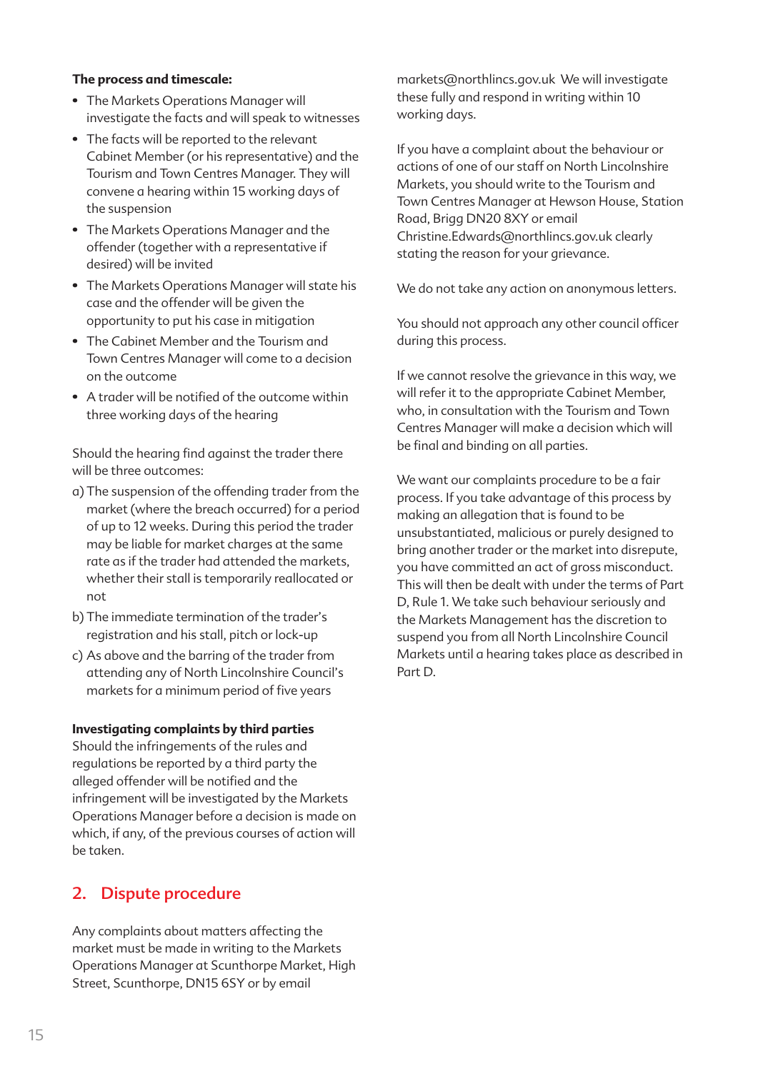**The process and timescale:**

- The Markets Operations Manager will investigate the facts and will speak to witnesses
- The facts will be reported to the relevant Cabinet Member (or his representative) and the Tourism and Town Centres Manager. They will convene a hearing within 15 working days of the suspension
- The Markets Operations Manager and the offender (together with a representative if desired) will be invited
- The Markets Operations Manager will state his case and the offender will be given the opportunity to put his case in mitigation
- The Cabinet Member and the Tourism and Town Centres Manager will come to a decision on the outcome
- A trader will be notified of the outcome within three working days of the hearing

Should the hearing find against the trader there will be three outcomes:

a) The suspension of the offending trader from the market (where the breach occurred) for a period of up to 12 weeks. During this period the trader may be liable for market charges at the same rate as if the trader had attended the markets, whether their stall is temporarily reallocated or not

b) The immediate termination of the trader's registration and his stall, pitch or lock-up

c) As above and the barring of the trader from attending any of North Lincolnshire Council's markets for a minimum period of five years

**Investigating complaints by third parties**

Should the infringements of the rules and regulations be reported by a third party the alleged offender will be notified and the infringement will be investigated by the Markets Operations Manager before a decision is made on which, if any, of the previous courses of action will be taken.

## 2. Dispute procedure

Any complaints about matters affecting the market must be made in writing to the Markets Operations Manager at Scunthorpe Market, High Street, Scunthorpe, DN15 6SY or by email markets@northlincs.gov.uk We will investigate these fully and respond in writing within 10 working days.

If you have a complaint about the behaviour or actions of one of our staff on North Lincolnshire Markets, you should write to the Tourism and Town Centres Manager at Hewson House, Station Road, Brigg DN20 8XY or email Christine.Edwards@northlincs.gov.uk clearly stating the reason for your grievance.

We do not take any action on anonymous letters.

You should not approach any other council officer during this process.

If we cannot resolve the grievance in this way, we will refer it to the appropriate Cabinet Member, who, in consultation with the Tourism and Town Centres Manager will make a decision which will be final and binding on all parties.

We want our complaints procedure to be a fair process. If you take advantage of this process by making an allegation that is found to be unsubstantiated, malicious or purely designed to bring another trader or the market into disrepute, you have committed an act of gross misconduct. This will then be dealt with under the terms of Part D, Rule 1. We take such behaviour seriously and the Markets Management has the discretion to suspend you from all North Lincolnshire Council Markets until a hearing takes place as described in Part D.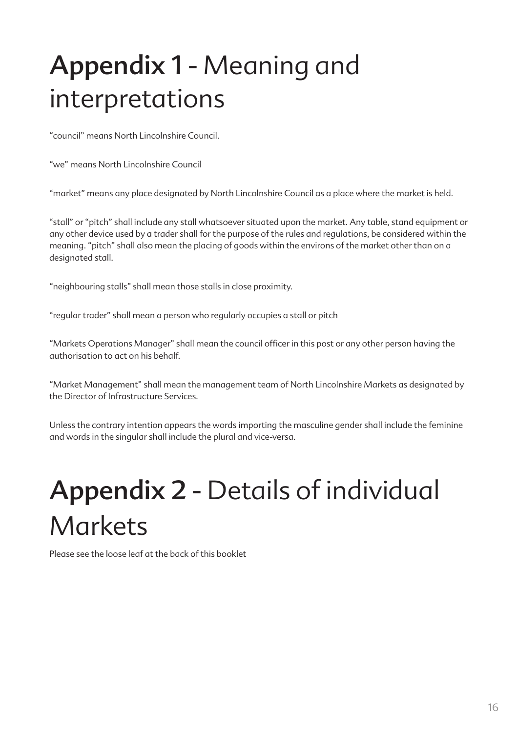# **Appendix 1 -** Meaning and interpretations

“council” means North Lincolnshire Council.

“we” means North Lincolnshire Council

“market” means any place designated by North Lincolnshire Council as a place where the market is held.

“stall” or “pitch” shall include any stall whatsoever situated upon the market. Any table, stand equipment or any other device used by a trader shall for the purpose of the rules and regulations, be considered within the meaning. “pitch” shall also mean the placing of goods within the environs of the market other than on a designated stall.

“neighbouring stalls” shall mean those stalls in close proximity.

“regular trader” shall mean a person who regularly occupies a stall or pitch

“Markets Operations Manager” shall mean the council officer in this post or any other person having the authorisation to act on his behalf.

“Market Management” shall mean the management team of North Lincolnshire Markets as designated by the Director of Infrastructure Services.

Unless the contrary intention appears the words importing the masculine gender shall include the feminine and words in the singular shall include the plural and vice-versa.

# **Appendix 2 -** Details of individual Markets

Please see the loose leaf at the back of this booklet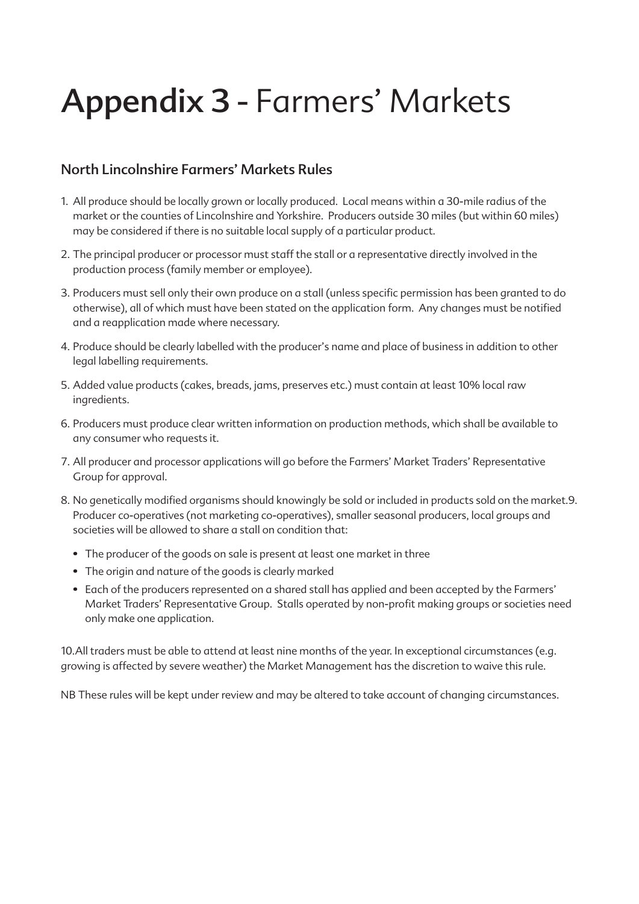# **Appendix 3 -** Farmers' Markets

## North Lincolnshire Farmers' Markets Rules

1. All produce should be locally grown or locally produced. Local means within a 30-mile radius of the market or the counties of Lincolnshire and Yorkshire. Producers outside 30 miles (but within 60 miles) may be considered if there is no suitable local supply of a particular product.
2. The principal producer or processor must staff the stall or a representative directly involved in the production process (family member or employee).
3. Producers must sell only their own produce on a stall (unless specific permission has been granted to do otherwise), all of which must have been stated on the application form. Any changes must be notified and a reapplication made where necessary.
4. Produce should be clearly labelled with the producer's name and place of business in addition to other legal labelling requirements.
5. Added value products (cakes, breads, jams, preserves etc.) must contain at least 10% local raw ingredients.
6. Producers must produce clear written information on production methods, which shall be available to any consumer who requests it.
7. All producer and processor applications will go before the Farmers' Market Traders' Representative Group for approval.
8. No genetically modified organisms should knowingly be sold or included in products sold on the market.9. Producer co-operatives (not marketing co-operatives), smaller seasonal producers, local groups and societies will be allowed to share a stall on condition that:
   - The producer of the goods on sale is present at least one market in three
   - The origin and nature of the goods is clearly marked
   - Each of the producers represented on a shared stall has applied and been accepted by the Farmers' Market Traders' Representative Group. Stalls operated by non-profit making groups or societies need only make one application.

10.All traders must be able to attend at least nine months of the year. In exceptional circumstances (e.g. growing is affected by severe weather) the Market Management has the discretion to waive this rule.

NB These rules will be kept under review and may be altered to take account of changing circumstances.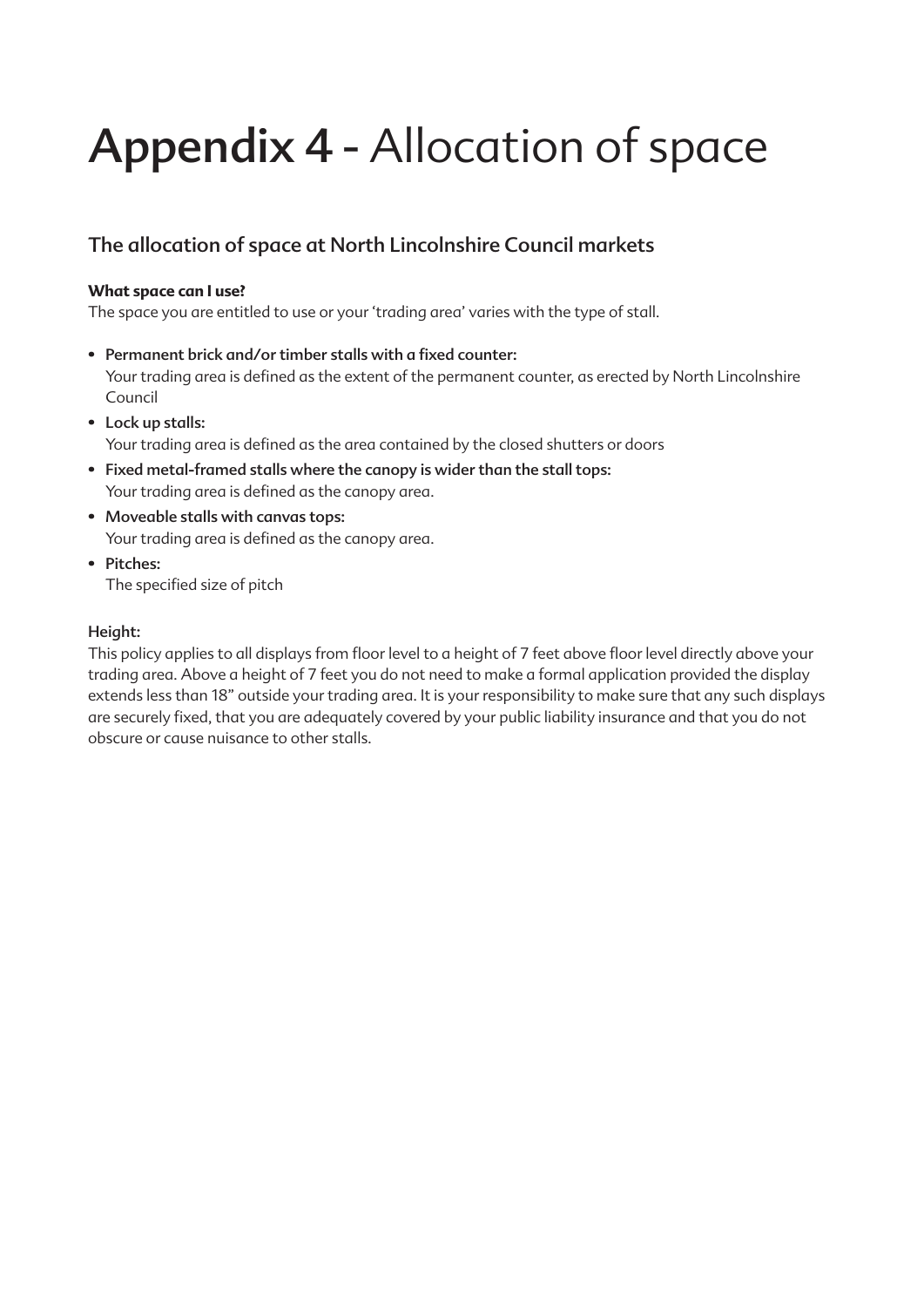# **Appendix 4 -** Allocation of space

## The allocation of space at North Lincolnshire Council markets

**What space can I use?**
The space you are entitled to use or your 'trading area' varies with the type of stall.

- **Permanent brick and/or timber stalls with a fixed counter:**
  Your trading area is defined as the extent of the permanent counter, as erected by North Lincolnshire Council
- **Lock up stalls:**
  Your trading area is defined as the area contained by the closed shutters or doors
- **Fixed metal-framed stalls where the canopy is wider than the stall tops:**
  Your trading area is defined as the canopy area.
- **Moveable stalls with canvas tops:**
  Your trading area is defined as the canopy area.
- **Pitches:**
  The specified size of pitch

**Height:**
This policy applies to all displays from floor level to a height of 7 feet above floor level directly above your trading area. Above a height of 7 feet you do not need to make a formal application provided the display extends less than 18" outside your trading area. It is your responsibility to make sure that any such displays are securely fixed, that you are adequately covered by your public liability insurance and that you do not obscure or cause nuisance to other stalls.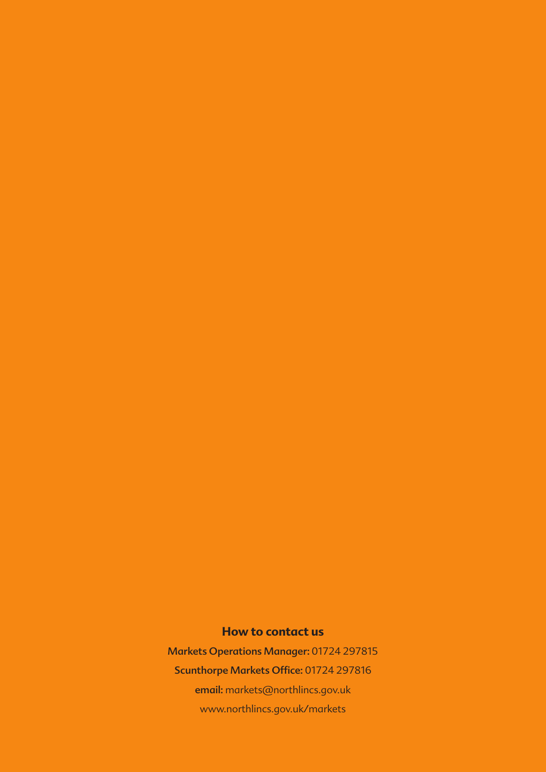## How to contact us

**Markets Operations Manager:** 01724 297815

**Scunthorpe Markets Office:** 01724 297816

**email:** markets@northlincs.gov.uk

www.northlincs.gov.uk/markets